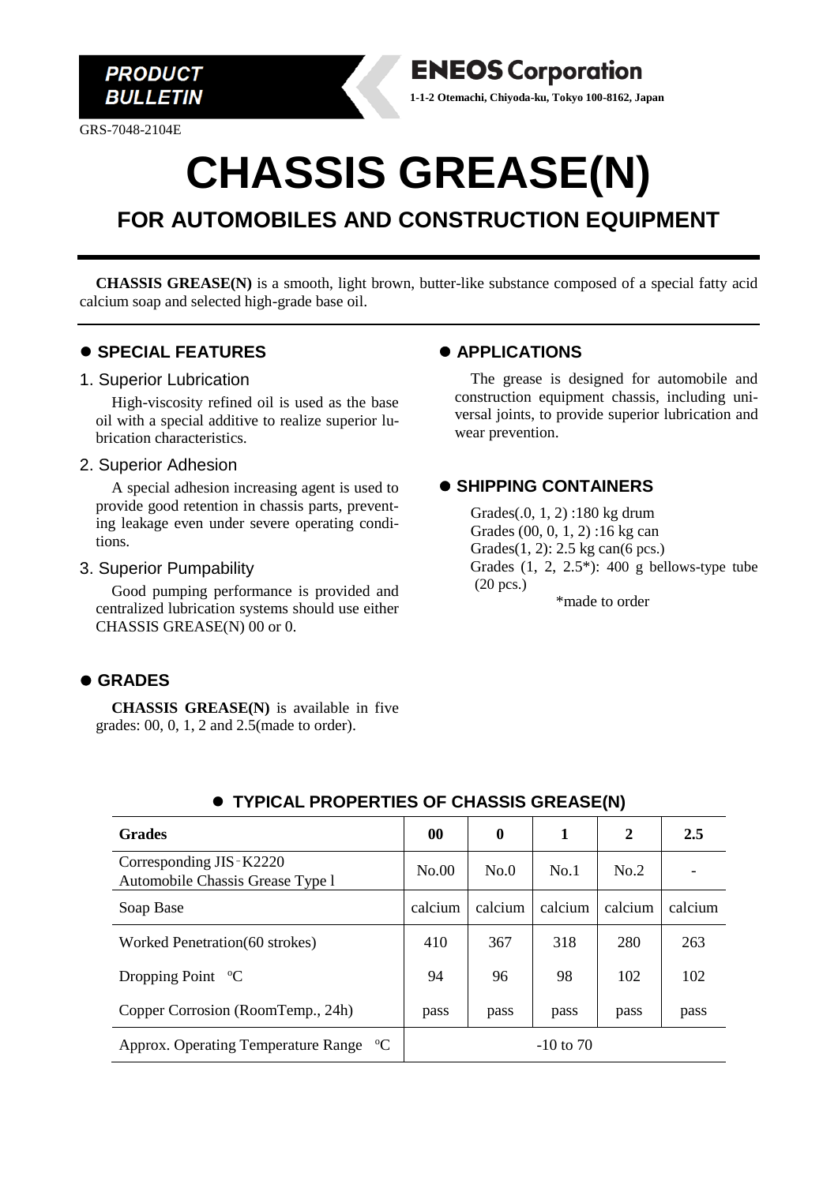PRODUCT BULLETIN

**ENEOS Corporation**

**1-1-2 Otemachi, Chiyoda-ku, Tokyo 100-8162, Japan**

GRS-7048-2104E

# CHASSIS GREASE(N)

## FOR AUTOMOBILES AND CONSTRUCTION EQUIPMENT

**CHASSIS GREASE(N)** is a smooth, light brown, butter-like substance composed of a special fatty acid calcium soap and selected high-grade base oil.

### ● SPECIAL FEATURES

1. Superior Lubrication

High-viscosity refined oil is used as the base oil with a special additive to realize superior lubrication characteristics.

2. Superior Adhesion

A special adhesion increasing agent is used to provide good retention in chassis parts, preventing leakage even under severe operating conditions.

3. Superior Pumpability

Good pumping performance is provided and centralized lubrication systems should use either CHASSIS GREASE(N) 00 or 0.

### ● GRADES

**CHASSIS GREASE(N)** is available in five grades: 00, 0, 1, 2 and 2.5(made to order).

### ● APPLICATIONS

The grease is designed for automobile and construction equipment chassis, including universal joints, to provide superior lubrication and wear prevention.

### ● SHIPPING CONTAINERS

Grades(.0, 1, 2) :180 kg drum
Grades (00, 0, 1, 2) :16 kg can
Grades(1, 2): 2.5 kg can(6 pcs.)
Grades (1, 2, 2.5*): 400 g bellows-type tube (20 pcs.)

*made to order

### ● TYPICAL PROPERTIES OF CHASSIS GREASE(N)

| Grades | 00 | 0 | 1 | 2 | 2.5 |
|---|---|---|---|---|---|
| Corresponding JIS K2220 Automobile Chassis Grease Type l | No.00 | No.0 | No.1 | No.2 | - |
| Soap Base | calcium | calcium | calcium | calcium | calcium |
| Worked Penetration(60 strokes) | 410 | 367 | 318 | 280 | 263 |
| Dropping Point °C | 94 | 96 | 98 | 102 | 102 |
| Copper Corrosion (RoomTemp., 24h) | pass | pass | pass | pass | pass |
| Approx. Operating Temperature Range °C | -10 to 70 | | | | |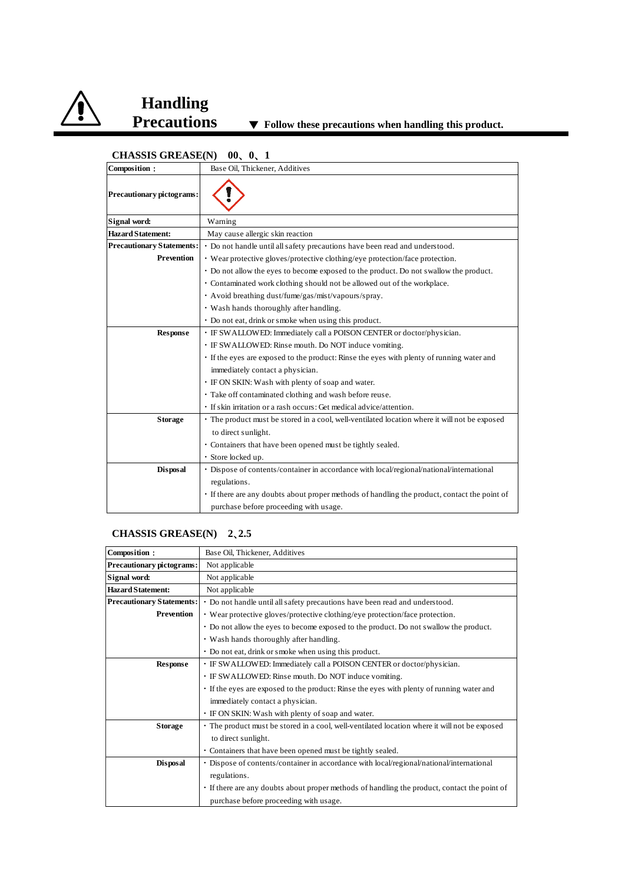# Handling Precautions

▼ **Follow these precautions when handling this product.**

## CHASSIS GREASE(N)　00、0、1

| | |
|---|---|
| **Composition：** | Base Oil, Thickener, Additives |
| **Precautionary pictograms:** | |
| **Signal word:** | Warning |
| **Hazard Statement:** | May cause allergic skin reaction |
| **Precautionary Statements:** **Prevention** | ・Do not handle until all safety precautions have been read and understood.<br>・Wear protective gloves/protective clothing/eye protection/face protection.<br>・Do not allow the eyes to become exposed to the product. Do not swallow the product.<br>・Contaminated work clothing should not be allowed out of the workplace.<br>・Avoid breathing dust/fume/gas/mist/vapours/spray.<br>・Wash hands thoroughly after handling.<br>・Do not eat, drink or smoke when using this product. |
| **Response** | ・IF SWALLOWED: Immediately call a POISON CENTER or doctor/physician.<br>・IF SWALLOWED: Rinse mouth. Do NOT induce vomiting.<br>・If the eyes are exposed to the product: Rinse the eyes with plenty of running water and immediately contact a physician.<br>・IF ON SKIN: Wash with plenty of soap and water.<br>・Take off contaminated clothing and wash before reuse.<br>・If skin irritation or a rash occurs: Get medical advice/attention. |
| **Storage** | ・The product must be stored in a cool, well-ventilated location where it will not be exposed to direct sunlight.<br>・Containers that have been opened must be tightly sealed.<br>・Store locked up. |
| **Disposal** | ・Dispose of contents/container in accordance with local/regional/national/international regulations.<br>・If there are any doubts about proper methods of handling the product, contact the point of purchase before proceeding with usage. |

## CHASSIS GREASE(N)　2、2.5

| | |
|---|---|
| **Composition：** | Base Oil, Thickener, Additives |
| **Precautionary pictograms:** | Not applicable |
| **Signal word:** | Not applicable |
| **Hazard Statement:** | Not applicable |
| **Precautionary Statements:** **Prevention** | ・Do not handle until all safety precautions have been read and understood.<br>・Wear protective gloves/protective clothing/eye protection/face protection.<br>・Do not allow the eyes to become exposed to the product. Do not swallow the product.<br>・Wash hands thoroughly after handling.<br>・Do not eat, drink or smoke when using this product. |
| **Response** | ・IF SWALLOWED: Immediately call a POISON CENTER or doctor/physician.<br>・IF SWALLOWED: Rinse mouth. Do NOT induce vomiting.<br>・If the eyes are exposed to the product: Rinse the eyes with plenty of running water and immediately contact a physician.<br>・IF ON SKIN: Wash with plenty of soap and water. |
| **Storage** | ・The product must be stored in a cool, well-ventilated location where it will not be exposed to direct sunlight.<br>・Containers that have been opened must be tightly sealed. |
| **Disposal** | ・Dispose of contents/container in accordance with local/regional/national/international regulations.<br>・If there are any doubts about proper methods of handling the product, contact the point of purchase before proceeding with usage. |